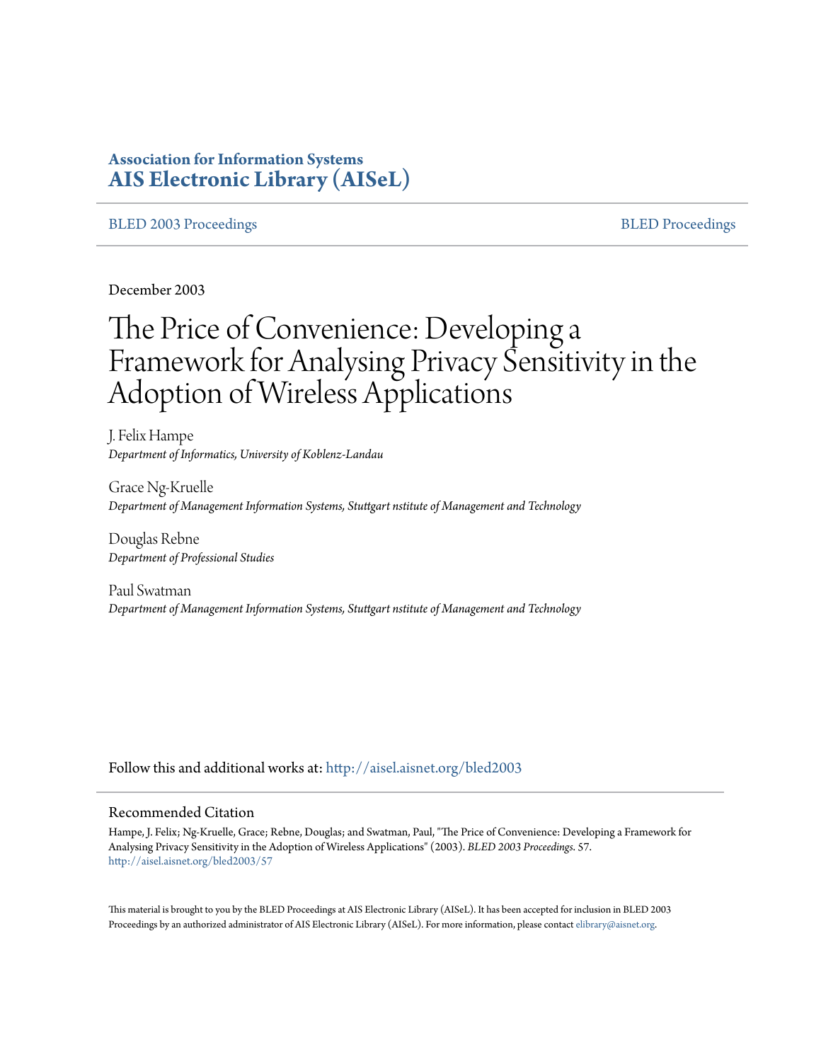**Association for Information Systems**
**AIS Electronic Library (AISeL)**

BLED 2003 Proceedings | BLED Proceedings

December 2003

# The Price of Convenience: Developing a Framework for Analysing Privacy Sensitivity in the Adoption of Wireless Applications

J. Felix Hampe
*Department of Informatics, University of Koblenz-Landau*

Grace Ng-Kruelle
*Department of Management Information Systems, Stuttgart nstitute of Management and Technology*

Douglas Rebne
*Department of Professional Studies*

Paul Swatman
*Department of Management Information Systems, Stuttgart nstitute of Management and Technology*

Follow this and additional works at: http://aisel.aisnet.org/bled2003

## Recommended Citation

Hampe, J. Felix; Ng-Kruelle, Grace; Rebne, Douglas; and Swatman, Paul, "The Price of Convenience: Developing a Framework for Analysing Privacy Sensitivity in the Adoption of Wireless Applications" (2003). *BLED 2003 Proceedings*. 57.
http://aisel.aisnet.org/bled2003/57

This material is brought to you by the BLED Proceedings at AIS Electronic Library (AISeL). It has been accepted for inclusion in BLED 2003 Proceedings by an authorized administrator of AIS Electronic Library (AISeL). For more information, please contact elibrary@aisnet.org.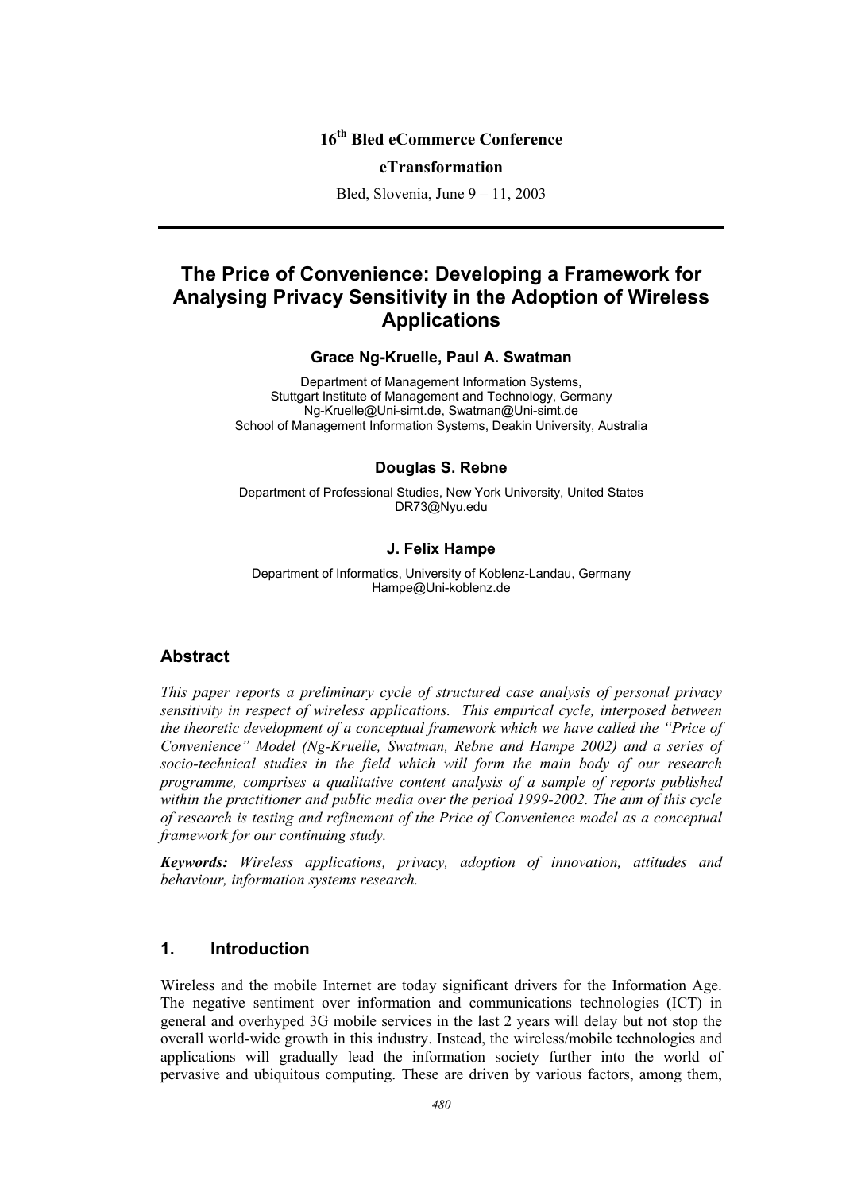16[th] Bled eCommerce Conference

eTransformation

Bled, Slovenia, June 9 – 11, 2003

# The Price of Convenience: Developing a Framework for Analysing Privacy Sensitivity in the Adoption of Wireless Applications

**Grace Ng-Kruelle, Paul A. Swatman**

Department of Management Information Systems,
Stuttgart Institute of Management and Technology, Germany
Ng-Kruelle@Uni-simt.de, Swatman@Uni-simt.de
School of Management Information Systems, Deakin University, Australia

**Douglas S. Rebne**

Department of Professional Studies, New York University, United States
DR73@Nyu.edu

**J. Felix Hampe**

Department of Informatics, University of Koblenz-Landau, Germany
Hampe@Uni-koblenz.de

## Abstract

*This paper reports a preliminary cycle of structured case analysis of personal privacy sensitivity in respect of wireless applications. This empirical cycle, interposed between the theoretic development of a conceptual framework which we have called the "Price of Convenience" Model (Ng-Kruelle, Swatman, Rebne and Hampe 2002) and a series of socio-technical studies in the field which will form the main body of our research programme, comprises a qualitative content analysis of a sample of reports published within the practitioner and public media over the period 1999-2002. The aim of this cycle of research is testing and refinement of the Price of Convenience model as a conceptual framework for our continuing study.*

***Keywords:*** *Wireless applications, privacy, adoption of innovation, attitudes and behaviour, information systems research.*

## 1. Introduction

Wireless and the mobile Internet are today significant drivers for the Information Age. The negative sentiment over information and communications technologies (ICT) in general and overhyped 3G mobile services in the last 2 years will delay but not stop the overall world-wide growth in this industry. Instead, the wireless/mobile technologies and applications will gradually lead the information society further into the world of pervasive and ubiquitous computing. These are driven by various factors, among them,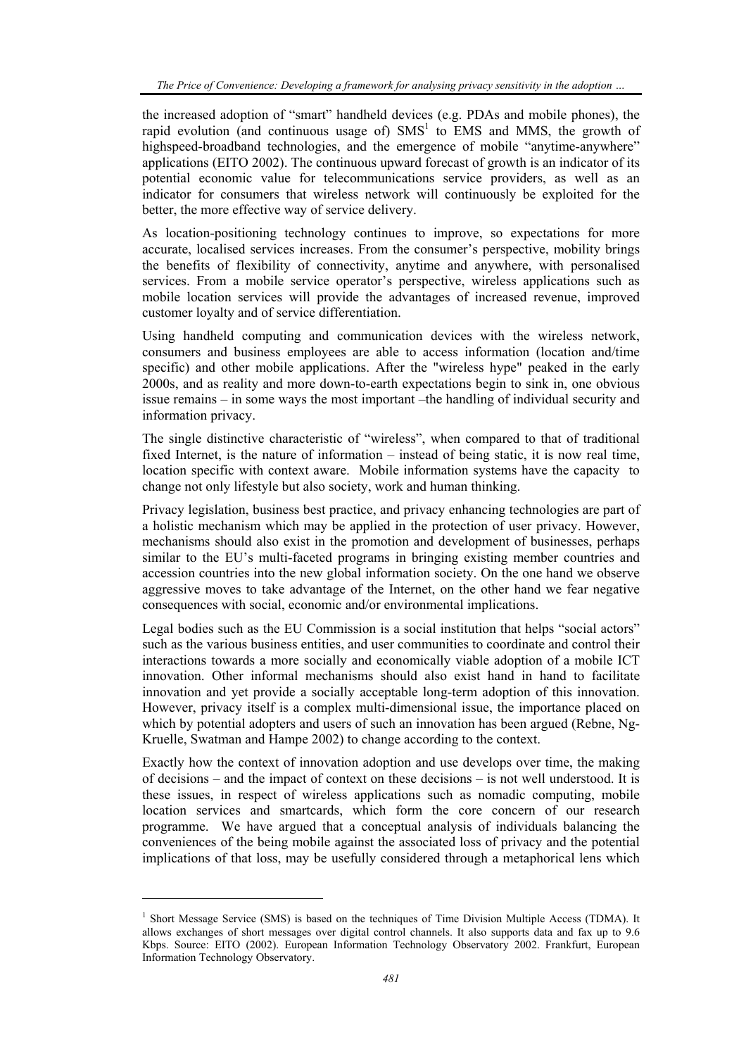the increased adoption of "smart" handheld devices (e.g. PDAs and mobile phones), the rapid evolution (and continuous usage of) SMS[1] to EMS and MMS, the growth of highspeed-broadband technologies, and the emergence of mobile "anytime-anywhere" applications (EITO 2002). The continuous upward forecast of growth is an indicator of its potential economic value for telecommunications service providers, as well as an indicator for consumers that wireless network will continuously be exploited for the better, the more effective way of service delivery.

As location-positioning technology continues to improve, so expectations for more accurate, localised services increases. From the consumer's perspective, mobility brings the benefits of flexibility of connectivity, anytime and anywhere, with personalised services. From a mobile service operator's perspective, wireless applications such as mobile location services will provide the advantages of increased revenue, improved customer loyalty and of service differentiation.

Using handheld computing and communication devices with the wireless network, consumers and business employees are able to access information (location and/time specific) and other mobile applications. After the "wireless hype" peaked in the early 2000s, and as reality and more down-to-earth expectations begin to sink in, one obvious issue remains – in some ways the most important –the handling of individual security and information privacy.

The single distinctive characteristic of "wireless", when compared to that of traditional fixed Internet, is the nature of information – instead of being static, it is now real time, location specific with context aware. Mobile information systems have the capacity to change not only lifestyle but also society, work and human thinking.

Privacy legislation, business best practice, and privacy enhancing technologies are part of a holistic mechanism which may be applied in the protection of user privacy. However, mechanisms should also exist in the promotion and development of businesses, perhaps similar to the EU's multi-faceted programs in bringing existing member countries and accession countries into the new global information society. On the one hand we observe aggressive moves to take advantage of the Internet, on the other hand we fear negative consequences with social, economic and/or environmental implications.

Legal bodies such as the EU Commission is a social institution that helps "social actors" such as the various business entities, and user communities to coordinate and control their interactions towards a more socially and economically viable adoption of a mobile ICT innovation. Other informal mechanisms should also exist hand in hand to facilitate innovation and yet provide a socially acceptable long-term adoption of this innovation. However, privacy itself is a complex multi-dimensional issue, the importance placed on which by potential adopters and users of such an innovation has been argued (Rebne, Ng-Kruelle, Swatman and Hampe 2002) to change according to the context.

Exactly how the context of innovation adoption and use develops over time, the making of decisions – and the impact of context on these decisions – is not well understood. It is these issues, in respect of wireless applications such as nomadic computing, mobile location services and smartcards, which form the core concern of our research programme. We have argued that a conceptual analysis of individuals balancing the conveniences of the being mobile against the associated loss of privacy and the potential implications of that loss, may be usefully considered through a metaphorical lens which

---

[1] Short Message Service (SMS) is based on the techniques of Time Division Multiple Access (TDMA). It allows exchanges of short messages over digital control channels. It also supports data and fax up to 9.6 Kbps. Source: EITO (2002). European Information Technology Observatory 2002. Frankfurt, European Information Technology Observatory.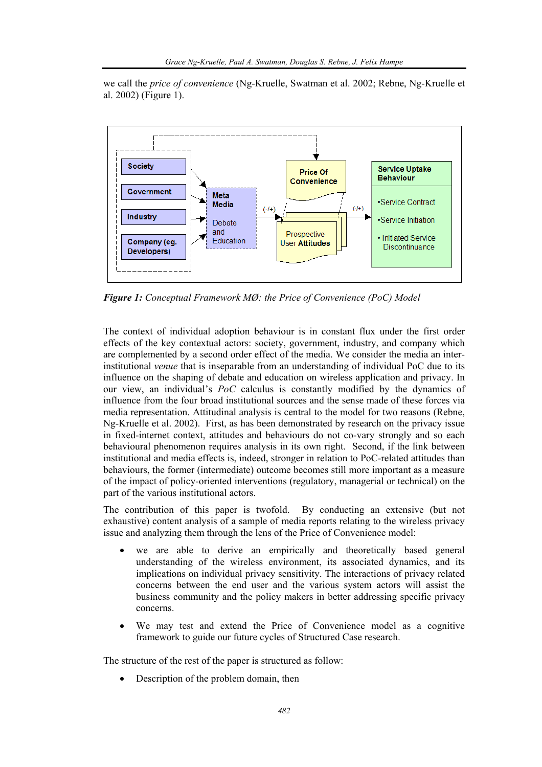we call the *price of convenience* (Ng-Kruelle, Swatman et al. 2002; Rebne, Ng-Kruelle et al. 2002) (Figure 1).

***Figure 1:*** *Conceptual Framework MØ: the Price of Convenience (PoC) Model*

The context of individual adoption behaviour is in constant flux under the first order effects of the key contextual actors: society, government, industry, and company which are complemented by a second order effect of the media. We consider the media an inter-institutional *venue* that is inseparable from an understanding of individual PoC due to its influence on the shaping of debate and education on wireless application and privacy. In our view, an individual's *PoC* calculus is constantly modified by the dynamics of influence from the four broad institutional sources and the sense made of these forces via media representation. Attitudinal analysis is central to the model for two reasons (Rebne, Ng-Kruelle et al. 2002). First, as has been demonstrated by research on the privacy issue in fixed-internet context, attitudes and behaviours do not co-vary strongly and so each behavioural phenomenon requires analysis in its own right. Second, if the link between institutional and media effects is, indeed, stronger in relation to PoC-related attitudes than behaviours, the former (intermediate) outcome becomes still more important as a measure of the impact of policy-oriented interventions (regulatory, managerial or technical) on the part of the various institutional actors.

The contribution of this paper is twofold. By conducting an extensive (but not exhaustive) content analysis of a sample of media reports relating to the wireless privacy issue and analyzing them through the lens of the Price of Convenience model:

- we are able to derive an empirically and theoretically based general understanding of the wireless environment, its associated dynamics, and its implications on individual privacy sensitivity. The interactions of privacy related concerns between the end user and the various system actors will assist the business community and the policy makers in better addressing specific privacy concerns.
- We may test and extend the Price of Convenience model as a cognitive framework to guide our future cycles of Structured Case research.

The structure of the rest of the paper is structured as follow:

- Description of the problem domain, then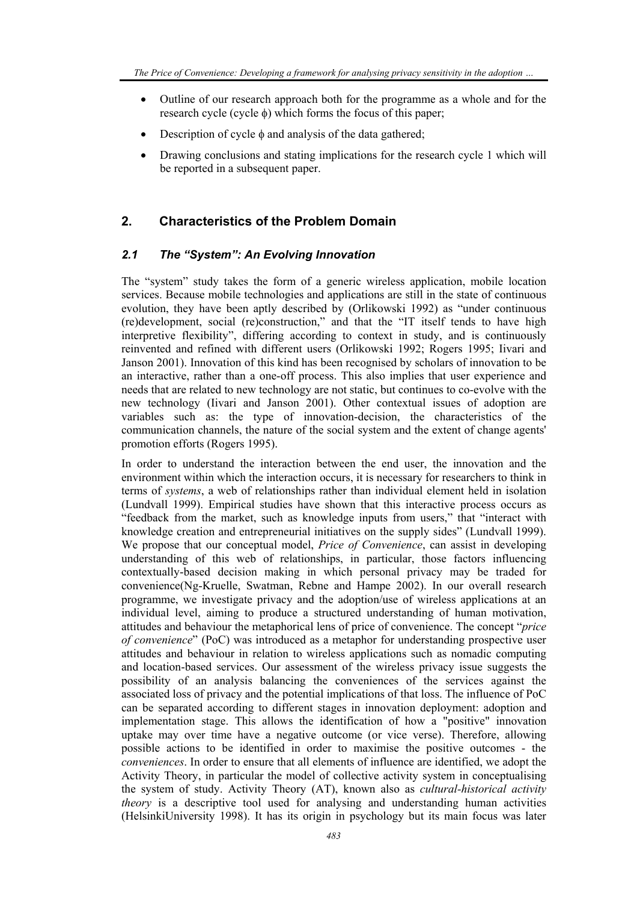- Outline of our research approach both for the programme as a whole and for the research cycle (cycle ϕ) which forms the focus of this paper;
- Description of cycle ϕ and analysis of the data gathered;
- Drawing conclusions and stating implications for the research cycle 1 which will be reported in a subsequent paper.

## 2. Characteristics of the Problem Domain

### *2.1 The "System": An Evolving Innovation*

The "system" study takes the form of a generic wireless application, mobile location services. Because mobile technologies and applications are still in the state of continuous evolution, they have been aptly described by (Orlikowski 1992) as "under continuous (re)development, social (re)construction," and that the "IT itself tends to have high interpretive flexibility", differing according to context in study, and is continuously reinvented and refined with different users (Orlikowski 1992; Rogers 1995; Iivari and Janson 2001). Innovation of this kind has been recognised by scholars of innovation to be an interactive, rather than a one-off process. This also implies that user experience and needs that are related to new technology are not static, but continues to co-evolve with the new technology (Iivari and Janson 2001). Other contextual issues of adoption are variables such as: the type of innovation-decision, the characteristics of the communication channels, the nature of the social system and the extent of change agents' promotion efforts (Rogers 1995).

In order to understand the interaction between the end user, the innovation and the environment within which the interaction occurs, it is necessary for researchers to think in terms of *systems*, a web of relationships rather than individual element held in isolation (Lundvall 1999). Empirical studies have shown that this interactive process occurs as "feedback from the market, such as knowledge inputs from users," that "interact with knowledge creation and entrepreneurial initiatives on the supply sides" (Lundvall 1999). We propose that our conceptual model, *Price of Convenience*, can assist in developing understanding of this web of relationships, in particular, those factors influencing contextually-based decision making in which personal privacy may be traded for convenience(Ng-Kruelle, Swatman, Rebne and Hampe 2002). In our overall research programme, we investigate privacy and the adoption/use of wireless applications at an individual level, aiming to produce a structured understanding of human motivation, attitudes and behaviour the metaphorical lens of price of convenience. The concept "*price of convenience*" (PoC) was introduced as a metaphor for understanding prospective user attitudes and behaviour in relation to wireless applications such as nomadic computing and location-based services. Our assessment of the wireless privacy issue suggests the possibility of an analysis balancing the conveniences of the services against the associated loss of privacy and the potential implications of that loss. The influence of PoC can be separated according to different stages in innovation deployment: adoption and implementation stage. This allows the identification of how a "positive" innovation uptake may over time have a negative outcome (or vice verse). Therefore, allowing possible actions to be identified in order to maximise the positive outcomes - the *conveniences*. In order to ensure that all elements of influence are identified, we adopt the Activity Theory, in particular the model of collective activity system in conceptualising the system of study. Activity Theory (AT), known also as *cultural-historical activity theory* is a descriptive tool used for analysing and understanding human activities (HelsinkiUniversity 1998). It has its origin in psychology but its main focus was later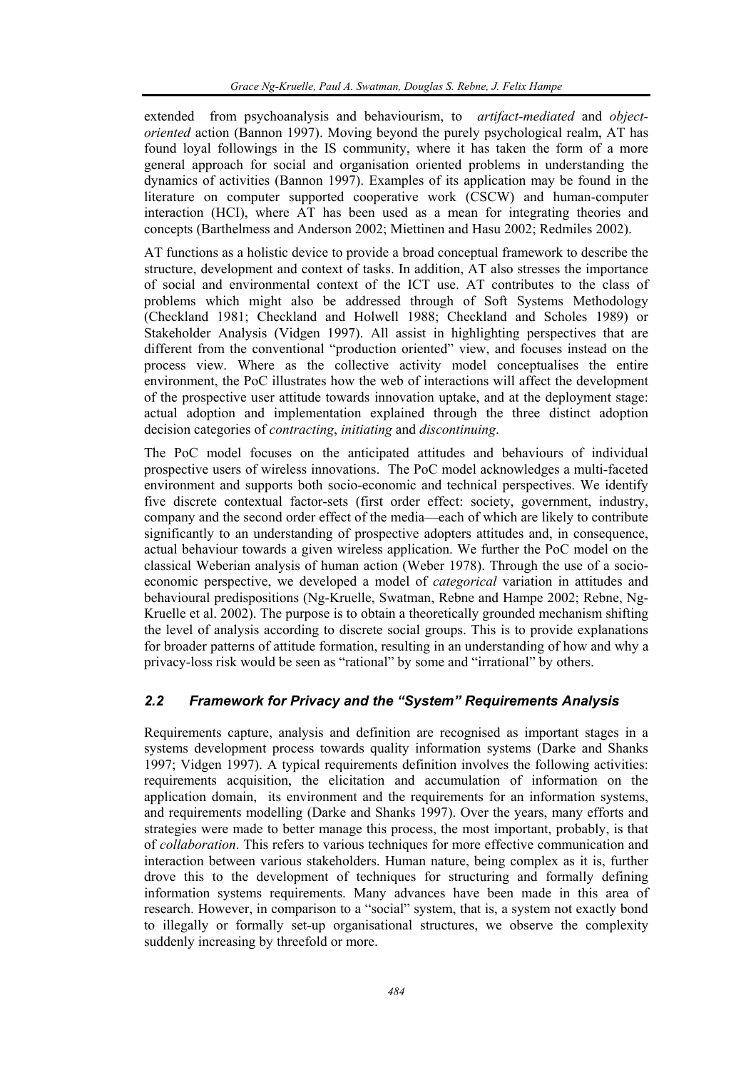extended from psychoanalysis and behaviourism, to *artifact-mediated* and *object-oriented* action (Bannon 1997). Moving beyond the purely psychological realm, AT has found loyal followings in the IS community, where it has taken the form of a more general approach for social and organisation oriented problems in understanding the dynamics of activities (Bannon 1997). Examples of its application may be found in the literature on computer supported cooperative work (CSCW) and human-computer interaction (HCI), where AT has been used as a mean for integrating theories and concepts (Barthelmess and Anderson 2002; Miettinen and Hasu 2002; Redmiles 2002).

AT functions as a holistic device to provide a broad conceptual framework to describe the structure, development and context of tasks. In addition, AT also stresses the importance of social and environmental context of the ICT use. AT contributes to the class of problems which might also be addressed through of Soft Systems Methodology (Checkland 1981; Checkland and Holwell 1988; Checkland and Scholes 1989) or Stakeholder Analysis (Vidgen 1997). All assist in highlighting perspectives that are different from the conventional "production oriented" view, and focuses instead on the process view. Where as the collective activity model conceptualises the entire environment, the PoC illustrates how the web of interactions will affect the development of the prospective user attitude towards innovation uptake, and at the deployment stage: actual adoption and implementation explained through the three distinct adoption decision categories of *contracting*, *initiating* and *discontinuing*.

The PoC model focuses on the anticipated attitudes and behaviours of individual prospective users of wireless innovations. The PoC model acknowledges a multi-faceted environment and supports both socio-economic and technical perspectives. We identify five discrete contextual factor-sets (first order effect: society, government, industry, company and the second order effect of the media—each of which are likely to contribute significantly to an understanding of prospective adopters attitudes and, in consequence, actual behaviour towards a given wireless application. We further the PoC model on the classical Weberian analysis of human action (Weber 1978). Through the use of a socio-economic perspective, we developed a model of *categorical* variation in attitudes and behavioural predispositions (Ng-Kruelle, Swatman, Rebne and Hampe 2002; Rebne, Ng-Kruelle et al. 2002). The purpose is to obtain a theoretically grounded mechanism shifting the level of analysis according to discrete social groups. This is to provide explanations for broader patterns of attitude formation, resulting in an understanding of how and why a privacy-loss risk would be seen as "rational" by some and "irrational" by others.

## *2.2 Framework for Privacy and the "System" Requirements Analysis*

Requirements capture, analysis and definition are recognised as important stages in a systems development process towards quality information systems (Darke and Shanks 1997; Vidgen 1997). A typical requirements definition involves the following activities: requirements acquisition, the elicitation and accumulation of information on the application domain, its environment and the requirements for an information systems, and requirements modelling (Darke and Shanks 1997). Over the years, many efforts and strategies were made to better manage this process, the most important, probably, is that of *collaboration*. This refers to various techniques for more effective communication and interaction between various stakeholders. Human nature, being complex as it is, further drove this to the development of techniques for structuring and formally defining information systems requirements. Many advances have been made in this area of research. However, in comparison to a "social" system, that is, a system not exactly bond to illegally or formally set-up organisational structures, we observe the complexity suddenly increasing by threefold or more.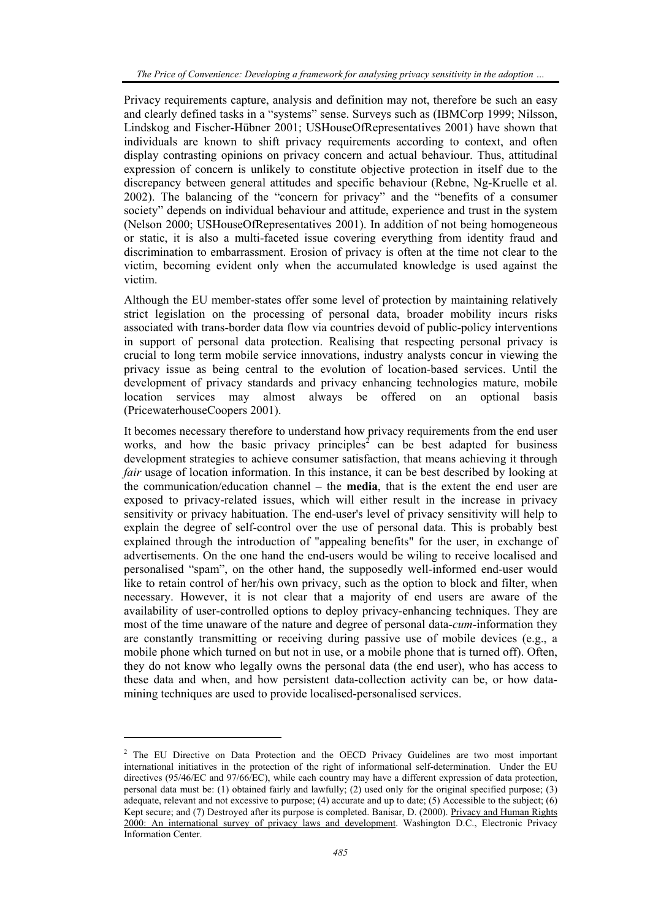Privacy requirements capture, analysis and definition may not, therefore be such an easy and clearly defined tasks in a "systems" sense. Surveys such as (IBMCorp 1999; Nilsson, Lindskog and Fischer-Hübner 2001; USHouseOfRepresentatives 2001) have shown that individuals are known to shift privacy requirements according to context, and often display contrasting opinions on privacy concern and actual behaviour. Thus, attitudinal expression of concern is unlikely to constitute objective protection in itself due to the discrepancy between general attitudes and specific behaviour (Rebne, Ng-Kruelle et al. 2002). The balancing of the "concern for privacy" and the "benefits of a consumer society" depends on individual behaviour and attitude, experience and trust in the system (Nelson 2000; USHouseOfRepresentatives 2001). In addition of not being homogeneous or static, it is also a multi-faceted issue covering everything from identity fraud and discrimination to embarrassment. Erosion of privacy is often at the time not clear to the victim, becoming evident only when the accumulated knowledge is used against the victim.

Although the EU member-states offer some level of protection by maintaining relatively strict legislation on the processing of personal data, broader mobility incurs risks associated with trans-border data flow via countries devoid of public-policy interventions in support of personal data protection. Realising that respecting personal privacy is crucial to long term mobile service innovations, industry analysts concur in viewing the privacy issue as being central to the evolution of location-based services. Until the development of privacy standards and privacy enhancing technologies mature, mobile location services may almost always be offered on an optional basis (PricewaterhouseCoopers 2001).

It becomes necessary therefore to understand how privacy requirements from the end user works, and how the basic privacy principles[2] can be best adapted for business development strategies to achieve consumer satisfaction, that means achieving it through *fair* usage of location information. In this instance, it can be best described by looking at the communication/education channel – the **media**, that is the extent the end user are exposed to privacy-related issues, which will either result in the increase in privacy sensitivity or privacy habituation. The end-user's level of privacy sensitivity will help to explain the degree of self-control over the use of personal data. This is probably best explained through the introduction of "appealing benefits" for the user, in exchange of advertisements. On the one hand the end-users would be wiling to receive localised and personalised "spam", on the other hand, the supposedly well-informed end-user would like to retain control of her/his own privacy, such as the option to block and filter, when necessary. However, it is not clear that a majority of end users are aware of the availability of user-controlled options to deploy privacy-enhancing techniques. They are most of the time unaware of the nature and degree of personal data-*cum*-information they are constantly transmitting or receiving during passive use of mobile devices (e.g., a mobile phone which turned on but not in use, or a mobile phone that is turned off). Often, they do not know who legally owns the personal data (the end user), who has access to these data and when, and how persistent data-collection activity can be, or how data-mining techniques are used to provide localised-personalised services.

[2] The EU Directive on Data Protection and the OECD Privacy Guidelines are two most important international initiatives in the protection of the right of informational self-determination. Under the EU directives (95/46/EC and 97/66/EC), while each country may have a different expression of data protection, personal data must be: (1) obtained fairly and lawfully; (2) used only for the original specified purpose; (3) adequate, relevant and not excessive to purpose; (4) accurate and up to date; (5) Accessible to the subject; (6) Kept secure; and (7) Destroyed after its purpose is completed. Banisar, D. (2000). Privacy and Human Rights 2000: An international survey of privacy laws and development. Washington D.C., Electronic Privacy Information Center.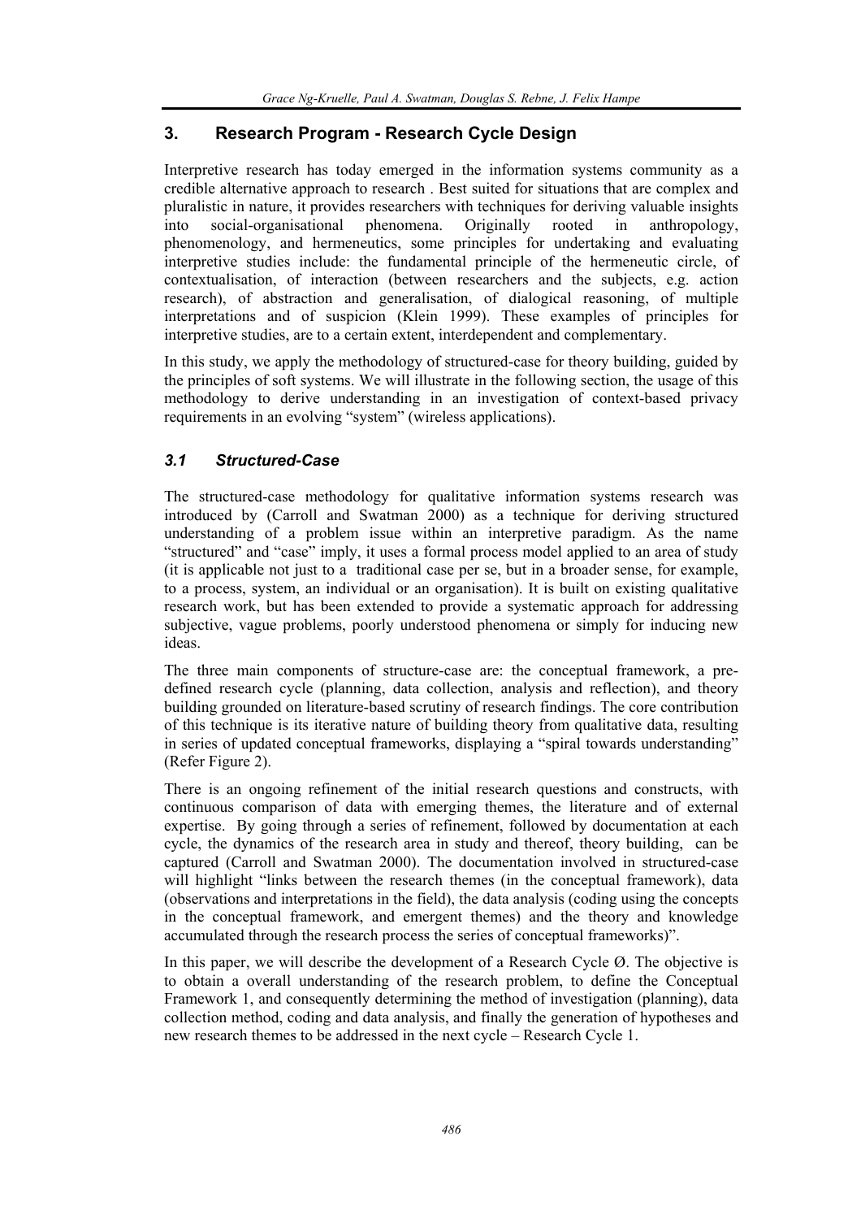## 3. Research Program - Research Cycle Design

Interpretive research has today emerged in the information systems community as a credible alternative approach to research . Best suited for situations that are complex and pluralistic in nature, it provides researchers with techniques for deriving valuable insights into social-organisational phenomena. Originally rooted in anthropology, phenomenology, and hermeneutics, some principles for undertaking and evaluating interpretive studies include: the fundamental principle of the hermeneutic circle, of contextualisation, of interaction (between researchers and the subjects, e.g. action research), of abstraction and generalisation, of dialogical reasoning, of multiple interpretations and of suspicion (Klein 1999). These examples of principles for interpretive studies, are to a certain extent, interdependent and complementary.

In this study, we apply the methodology of structured-case for theory building, guided by the principles of soft systems. We will illustrate in the following section, the usage of this methodology to derive understanding in an investigation of context-based privacy requirements in an evolving "system" (wireless applications).

### *3.1 Structured-Case*

The structured-case methodology for qualitative information systems research was introduced by (Carroll and Swatman 2000) as a technique for deriving structured understanding of a problem issue within an interpretive paradigm. As the name "structured" and "case" imply, it uses a formal process model applied to an area of study (it is applicable not just to a traditional case per se, but in a broader sense, for example, to a process, system, an individual or an organisation). It is built on existing qualitative research work, but has been extended to provide a systematic approach for addressing subjective, vague problems, poorly understood phenomena or simply for inducing new ideas.

The three main components of structure-case are: the conceptual framework, a pre-defined research cycle (planning, data collection, analysis and reflection), and theory building grounded on literature-based scrutiny of research findings. The core contribution of this technique is its iterative nature of building theory from qualitative data, resulting in series of updated conceptual frameworks, displaying a "spiral towards understanding" (Refer Figure 2).

There is an ongoing refinement of the initial research questions and constructs, with continuous comparison of data with emerging themes, the literature and of external expertise. By going through a series of refinement, followed by documentation at each cycle, the dynamics of the research area in study and thereof, theory building, can be captured (Carroll and Swatman 2000). The documentation involved in structured-case will highlight "links between the research themes (in the conceptual framework), data (observations and interpretations in the field), the data analysis (coding using the concepts in the conceptual framework, and emergent themes) and the theory and knowledge accumulated through the research process the series of conceptual frameworks)".

In this paper, we will describe the development of a Research Cycle Ø. The objective is to obtain a overall understanding of the research problem, to define the Conceptual Framework 1, and consequently determining the method of investigation (planning), data collection method, coding and data analysis, and finally the generation of hypotheses and new research themes to be addressed in the next cycle – Research Cycle 1.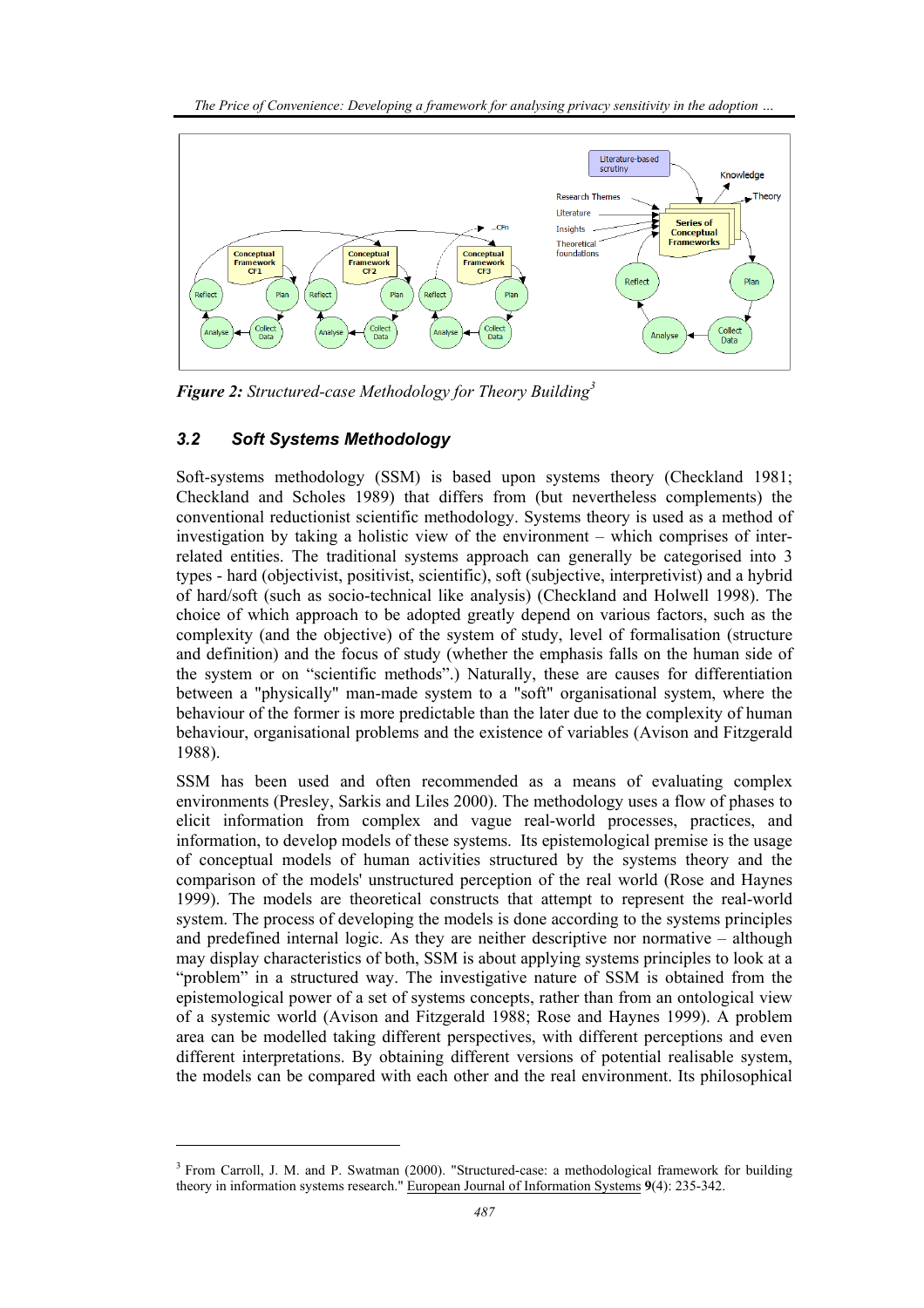*Figure 2: Structured-case Methodology for Theory Building*[3]

### 3.2 Soft Systems Methodology

Soft-systems methodology (SSM) is based upon systems theory (Checkland 1981; Checkland and Scholes 1989) that differs from (but nevertheless complements) the conventional reductionist scientific methodology. Systems theory is used as a method of investigation by taking a holistic view of the environment – which comprises of inter-related entities. The traditional systems approach can generally be categorised into 3 types - hard (objectivist, positivist, scientific), soft (subjective, interpretivist) and a hybrid of hard/soft (such as socio-technical like analysis) (Checkland and Holwell 1998). The choice of which approach to be adopted greatly depend on various factors, such as the complexity (and the objective) of the system of study, level of formalisation (structure and definition) and the focus of study (whether the emphasis falls on the human side of the system or on "scientific methods".) Naturally, these are causes for differentiation between a "physically" man-made system to a "soft" organisational system, where the behaviour of the former is more predictable than the later due to the complexity of human behaviour, organisational problems and the existence of variables (Avison and Fitzgerald 1988).

SSM has been used and often recommended as a means of evaluating complex environments (Presley, Sarkis and Liles 2000). The methodology uses a flow of phases to elicit information from complex and vague real-world processes, practices, and information, to develop models of these systems. Its epistemological premise is the usage of conceptual models of human activities structured by the systems theory and the comparison of the models' unstructured perception of the real world (Rose and Haynes 1999). The models are theoretical constructs that attempt to represent the real-world system. The process of developing the models is done according to the systems principles and predefined internal logic. As they are neither descriptive nor normative – although may display characteristics of both, SSM is about applying systems principles to look at a "problem" in a structured way. The investigative nature of SSM is obtained from the epistemological power of a set of systems concepts, rather than from an ontological view of a systemic world (Avison and Fitzgerald 1988; Rose and Haynes 1999). A problem area can be modelled taking different perspectives, with different perceptions and even different interpretations. By obtaining different versions of potential realisable system, the models can be compared with each other and the real environment. Its philosophical

---

[3] From Carroll, J. M. and P. Swatman (2000). "Structured-case: a methodological framework for building theory in information systems research." European Journal of Information Systems **9**(4): 235-342.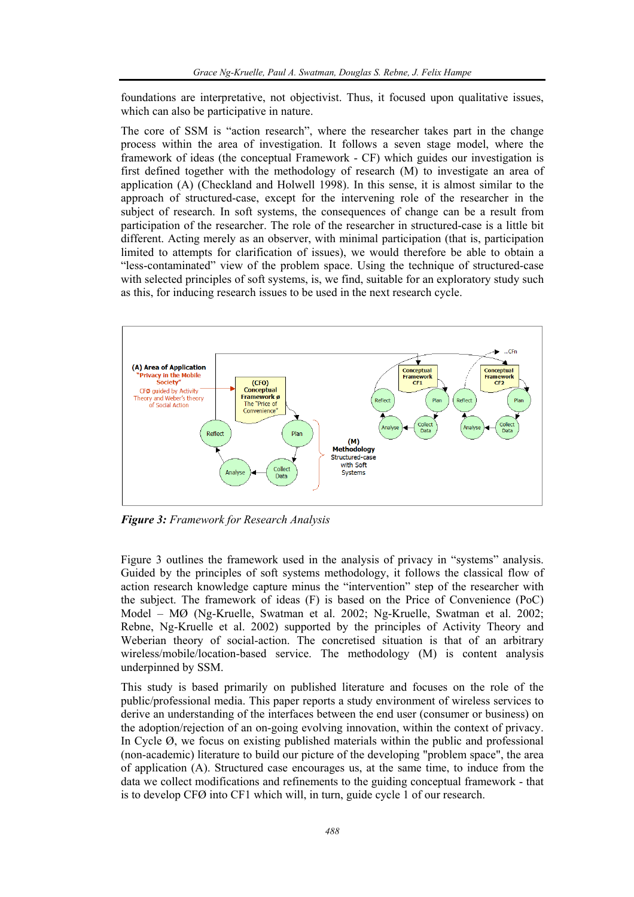foundations are interpretative, not objectivist. Thus, it focused upon qualitative issues, which can also be participative in nature.

The core of SSM is "action research", where the researcher takes part in the change process within the area of investigation. It follows a seven stage model, where the framework of ideas (the conceptual Framework - CF) which guides our investigation is first defined together with the methodology of research (M) to investigate an area of application (A) (Checkland and Holwell 1998). In this sense, it is almost similar to the approach of structured-case, except for the intervening role of the researcher in the subject of research. In soft systems, the consequences of change can be a result from participation of the researcher. The role of the researcher in structured-case is a little bit different. Acting merely as an observer, with minimal participation (that is, participation limited to attempts for clarification of issues), we would therefore be able to obtain a "less-contaminated" view of the problem space. Using the technique of structured-case with selected principles of soft systems, is, we find, suitable for an exploratory study such as this, for inducing research issues to be used in the next research cycle.

*Figure 3: Framework for Research Analysis*

Figure 3 outlines the framework used in the analysis of privacy in "systems" analysis. Guided by the principles of soft systems methodology, it follows the classical flow of action research knowledge capture minus the "intervention" step of the researcher with the subject. The framework of ideas (F) is based on the Price of Convenience (PoC) Model – MØ (Ng-Kruelle, Swatman et al. 2002; Ng-Kruelle, Swatman et al. 2002; Rebne, Ng-Kruelle et al. 2002) supported by the principles of Activity Theory and Weberian theory of social-action. The concretised situation is that of an arbitrary wireless/mobile/location-based service. The methodology (M) is content analysis underpinned by SSM.

This study is based primarily on published literature and focuses on the role of the public/professional media. This paper reports a study environment of wireless services to derive an understanding of the interfaces between the end user (consumer or business) on the adoption/rejection of an on-going evolving innovation, within the context of privacy. In Cycle Ø, we focus on existing published materials within the public and professional (non-academic) literature to build our picture of the developing "problem space", the area of application (A). Structured case encourages us, at the same time, to induce from the data we collect modifications and refinements to the guiding conceptual framework - that is to develop CFØ into CF1 which will, in turn, guide cycle 1 of our research.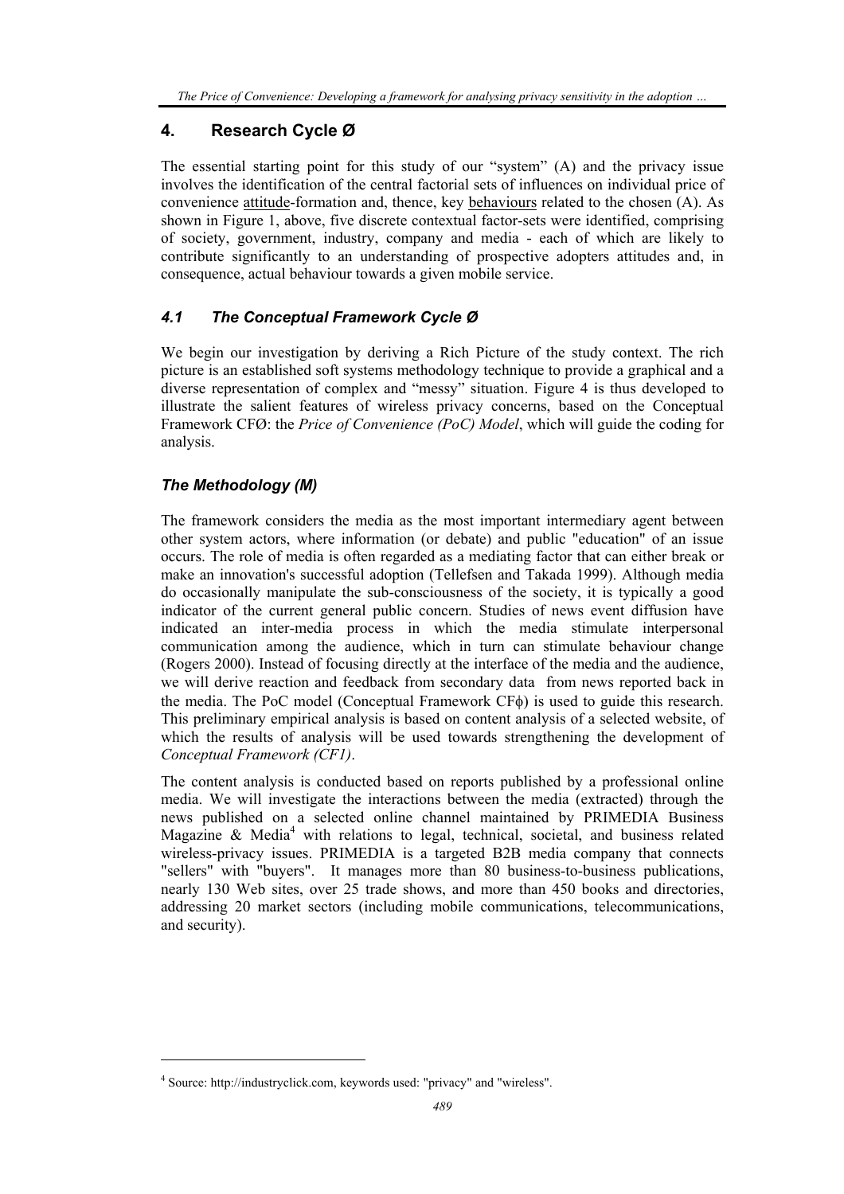## 4. Research Cycle Ø

The essential starting point for this study of our "system" (A) and the privacy issue involves the identification of the central factorial sets of influences on individual price of convenience attitude-formation and, thence, key behaviours related to the chosen (A). As shown in Figure 1, above, five discrete contextual factor-sets were identified, comprising of society, government, industry, company and media - each of which are likely to contribute significantly to an understanding of prospective adopters attitudes and, in consequence, actual behaviour towards a given mobile service.

### *4.1 The Conceptual Framework Cycle Ø*

We begin our investigation by deriving a Rich Picture of the study context. The rich picture is an established soft systems methodology technique to provide a graphical and a diverse representation of complex and "messy" situation. Figure 4 is thus developed to illustrate the salient features of wireless privacy concerns, based on the Conceptual Framework CFØ: the *Price of Convenience (PoC) Model*, which will guide the coding for analysis.

### *The Methodology (M)*

The framework considers the media as the most important intermediary agent between other system actors, where information (or debate) and public "education" of an issue occurs. The role of media is often regarded as a mediating factor that can either break or make an innovation's successful adoption (Tellefsen and Takada 1999). Although media do occasionally manipulate the sub-consciousness of the society, it is typically a good indicator of the current general public concern. Studies of news event diffusion have indicated an inter-media process in which the media stimulate interpersonal communication among the audience, which in turn can stimulate behaviour change (Rogers 2000). Instead of focusing directly at the interface of the media and the audience, we will derive reaction and feedback from secondary data from news reported back in the media. The PoC model (Conceptual Framework CFϕ) is used to guide this research. This preliminary empirical analysis is based on content analysis of a selected website, of which the results of analysis will be used towards strengthening the development of *Conceptual Framework (CF1)*.

The content analysis is conducted based on reports published by a professional online media. We will investigate the interactions between the media (extracted) through the news published on a selected online channel maintained by PRIMEDIA Business Magazine & Media[4] with relations to legal, technical, societal, and business related wireless-privacy issues. PRIMEDIA is a targeted B2B media company that connects "sellers" with "buyers". It manages more than 80 business-to-business publications, nearly 130 Web sites, over 25 trade shows, and more than 450 books and directories, addressing 20 market sectors (including mobile communications, telecommunications, and security).

---

[4] Source: http://industryclick.com, keywords used: "privacy" and "wireless".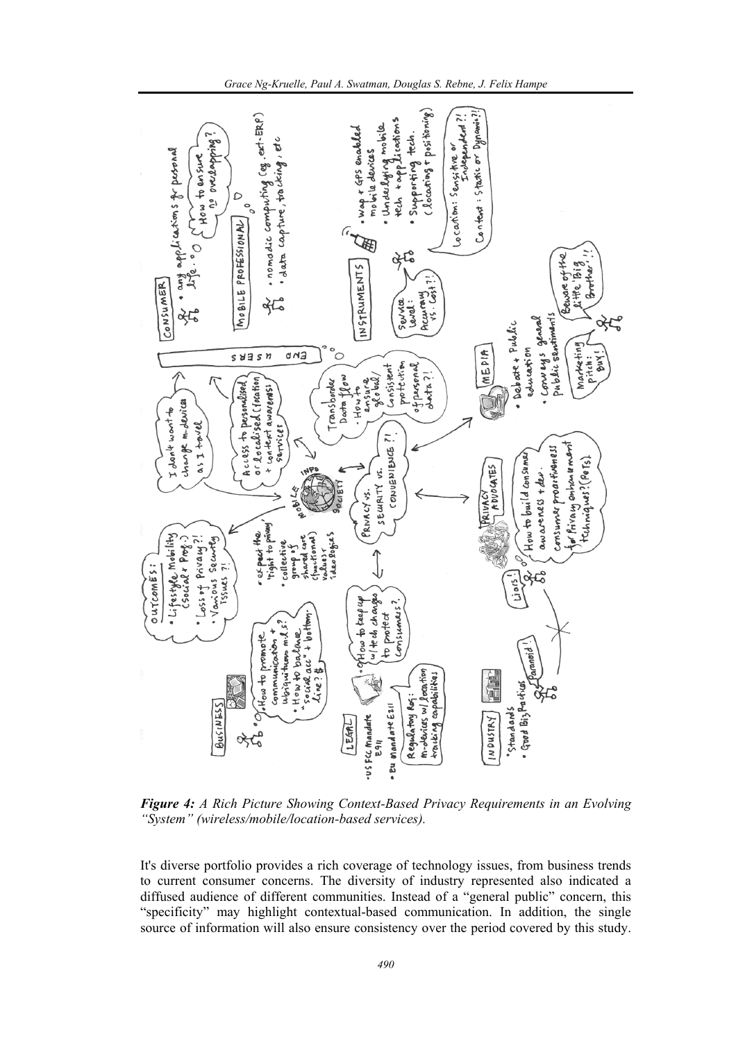*Figure 4: A Rich Picture Showing Context-Based Privacy Requirements in an Evolving "System" (wireless/mobile/location-based services).*

It's diverse portfolio provides a rich coverage of technology issues, from business trends to current consumer concerns. The diversity of industry represented also indicated a diffused audience of different communities. Instead of a "general public" concern, this "specificity" may highlight contextual-based communication. In addition, the single source of information will also ensure consistency over the period covered by this study.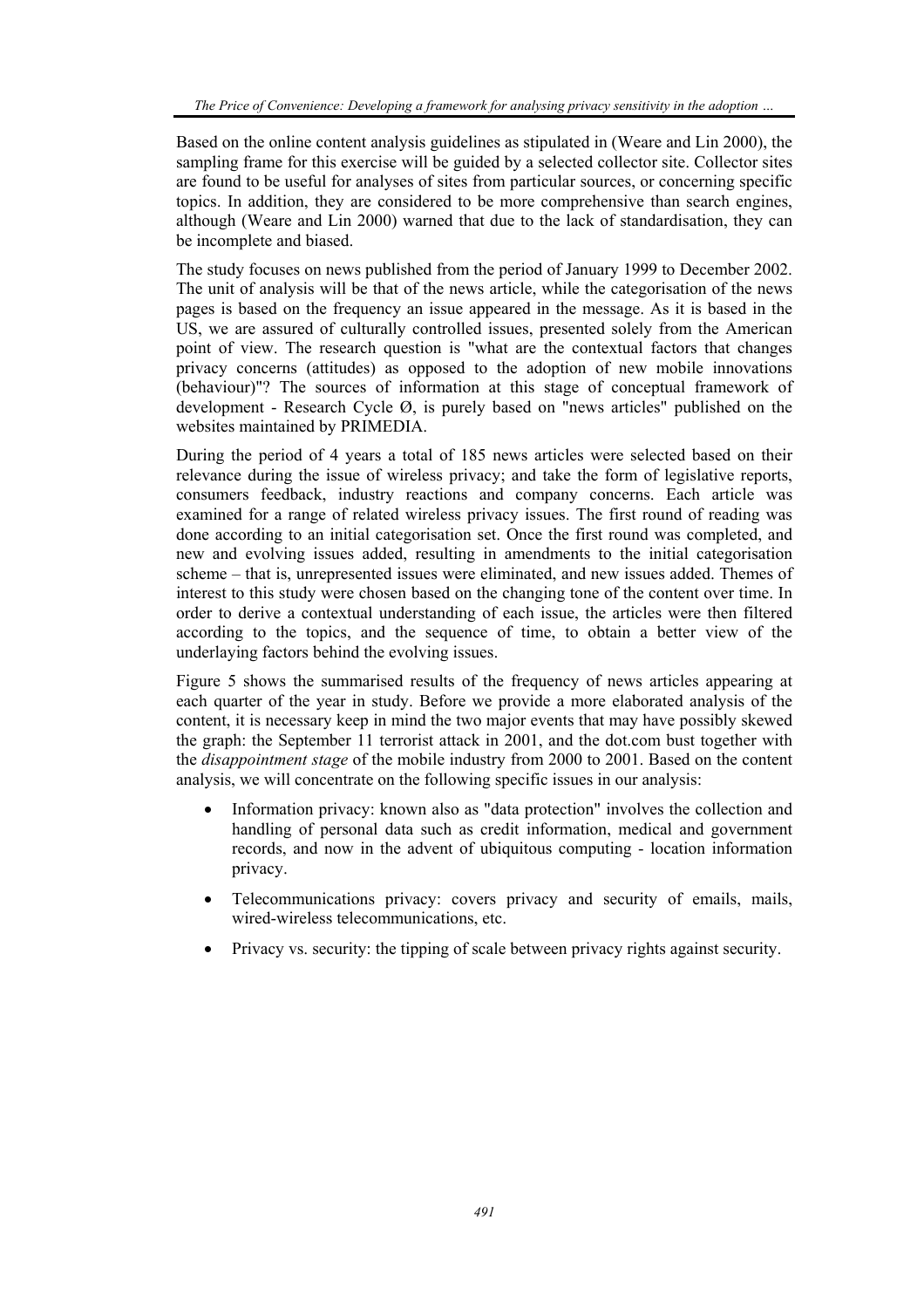Based on the online content analysis guidelines as stipulated in (Weare and Lin 2000), the sampling frame for this exercise will be guided by a selected collector site. Collector sites are found to be useful for analyses of sites from particular sources, or concerning specific topics. In addition, they are considered to be more comprehensive than search engines, although (Weare and Lin 2000) warned that due to the lack of standardisation, they can be incomplete and biased.

The study focuses on news published from the period of January 1999 to December 2002. The unit of analysis will be that of the news article, while the categorisation of the news pages is based on the frequency an issue appeared in the message. As it is based in the US, we are assured of culturally controlled issues, presented solely from the American point of view. The research question is "what are the contextual factors that changes privacy concerns (attitudes) as opposed to the adoption of new mobile innovations (behaviour)"? The sources of information at this stage of conceptual framework of development - Research Cycle Ø, is purely based on "news articles" published on the websites maintained by PRIMEDIA.

During the period of 4 years a total of 185 news articles were selected based on their relevance during the issue of wireless privacy; and take the form of legislative reports, consumers feedback, industry reactions and company concerns. Each article was examined for a range of related wireless privacy issues. The first round of reading was done according to an initial categorisation set. Once the first round was completed, and new and evolving issues added, resulting in amendments to the initial categorisation scheme – that is, unrepresented issues were eliminated, and new issues added. Themes of interest to this study were chosen based on the changing tone of the content over time. In order to derive a contextual understanding of each issue, the articles were then filtered according to the topics, and the sequence of time, to obtain a better view of the underlaying factors behind the evolving issues.

Figure 5 shows the summarised results of the frequency of news articles appearing at each quarter of the year in study. Before we provide a more elaborated analysis of the content, it is necessary keep in mind the two major events that may have possibly skewed the graph: the September 11 terrorist attack in 2001, and the dot.com bust together with the *disappointment stage* of the mobile industry from 2000 to 2001. Based on the content analysis, we will concentrate on the following specific issues in our analysis:

- Information privacy: known also as "data protection" involves the collection and handling of personal data such as credit information, medical and government records, and now in the advent of ubiquitous computing - location information privacy.
- Telecommunications privacy: covers privacy and security of emails, mails, wired-wireless telecommunications, etc.
- Privacy vs. security: the tipping of scale between privacy rights against security.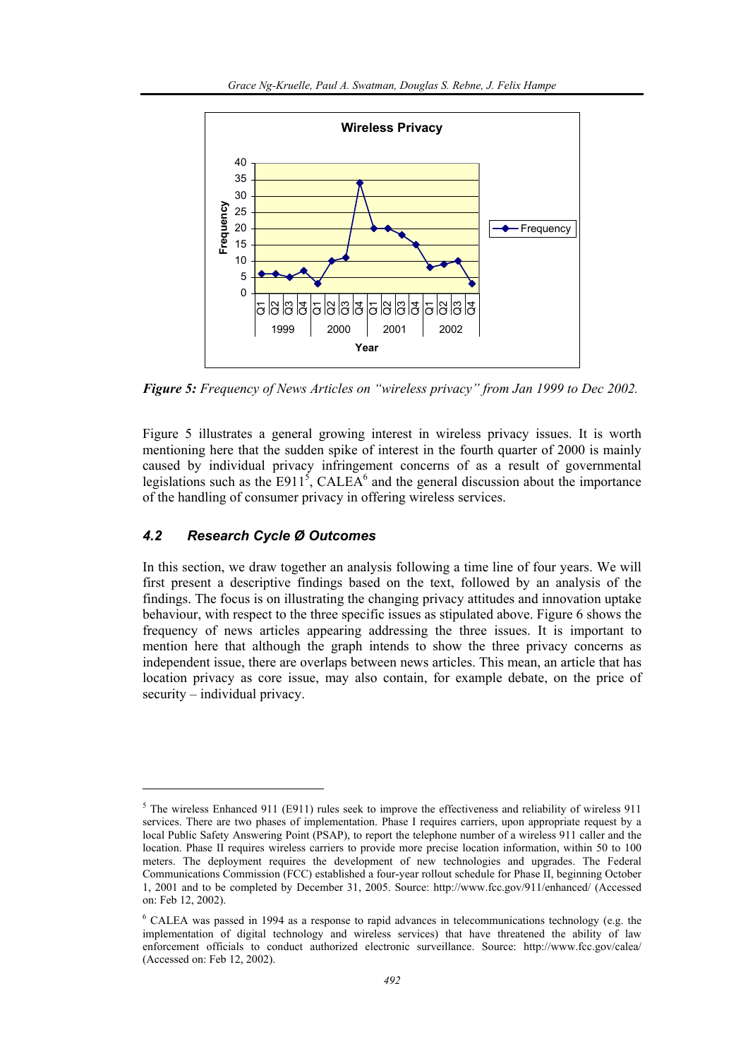Figure 5: Frequency of News Articles on "wireless privacy" from Jan 1999 to Dec 2002.

Figure 5 illustrates a general growing interest in wireless privacy issues. It is worth mentioning here that the sudden spike of interest in the fourth quarter of 2000 is mainly caused by individual privacy infringement concerns of as a result of governmental legislations such as the E911[5], CALEA[6] and the general discussion about the importance of the handling of consumer privacy in offering wireless services.

### 4.2 Research Cycle Ø Outcomes

In this section, we draw together an analysis following a time line of four years. We will first present a descriptive findings based on the text, followed by an analysis of the findings. The focus is on illustrating the changing privacy attitudes and innovation uptake behaviour, with respect to the three specific issues as stipulated above. Figure 6 shows the frequency of news articles appearing addressing the three issues. It is important to mention here that although the graph intends to show the three privacy concerns as independent issue, there are overlaps between news articles. This mean, an article that has location privacy as core issue, may also contain, for example debate, on the price of security – individual privacy.

---

[5] The wireless Enhanced 911 (E911) rules seek to improve the effectiveness and reliability of wireless 911 services. There are two phases of implementation. Phase I requires carriers, upon appropriate request by a local Public Safety Answering Point (PSAP), to report the telephone number of a wireless 911 caller and the location. Phase II requires wireless carriers to provide more precise location information, within 50 to 100 meters. The deployment requires the development of new technologies and upgrades. The Federal Communications Commission (FCC) established a four-year rollout schedule for Phase II, beginning October 1, 2001 and to be completed by December 31, 2005. Source: http://www.fcc.gov/911/enhanced/ (Accessed on: Feb 12, 2002).

[6] CALEA was passed in 1994 as a response to rapid advances in telecommunications technology (e.g. the implementation of digital technology and wireless services) that have threatened the ability of law enforcement officials to conduct authorized electronic surveillance. Source: http://www.fcc.gov/calea/ (Accessed on: Feb 12, 2002).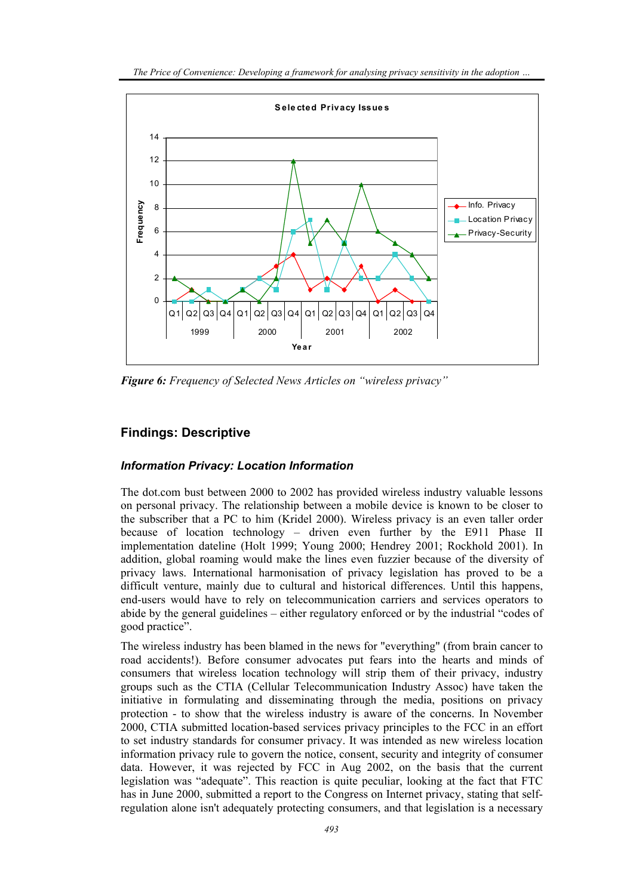**Figure 6:** *Frequency of Selected News Articles on "wireless privacy"*

## Findings: Descriptive

### *Information Privacy: Location Information*

The dot.com bust between 2000 to 2002 has provided wireless industry valuable lessons on personal privacy. The relationship between a mobile device is known to be closer to the subscriber that a PC to him (Kridel 2000). Wireless privacy is an even taller order because of location technology – driven even further by the E911 Phase II implementation dateline (Holt 1999; Young 2000; Hendrey 2001; Rockhold 2001). In addition, global roaming would make the lines even fuzzier because of the diversity of privacy laws. International harmonisation of privacy legislation has proved to be a difficult venture, mainly due to cultural and historical differences. Until this happens, end-users would have to rely on telecommunication carriers and services operators to abide by the general guidelines – either regulatory enforced or by the industrial "codes of good practice".

The wireless industry has been blamed in the news for "everything" (from brain cancer to road accidents!). Before consumer advocates put fears into the hearts and minds of consumers that wireless location technology will strip them of their privacy, industry groups such as the CTIA (Cellular Telecommunication Industry Assoc) have taken the initiative in formulating and disseminating through the media, positions on privacy protection - to show that the wireless industry is aware of the concerns. In November 2000, CTIA submitted location-based services privacy principles to the FCC in an effort to set industry standards for consumer privacy. It was intended as new wireless location information privacy rule to govern the notice, consent, security and integrity of consumer data. However, it was rejected by FCC in Aug 2002, on the basis that the current legislation was "adequate". This reaction is quite peculiar, looking at the fact that FTC has in June 2000, submitted a report to the Congress on Internet privacy, stating that self-regulation alone isn't adequately protecting consumers, and that legislation is a necessary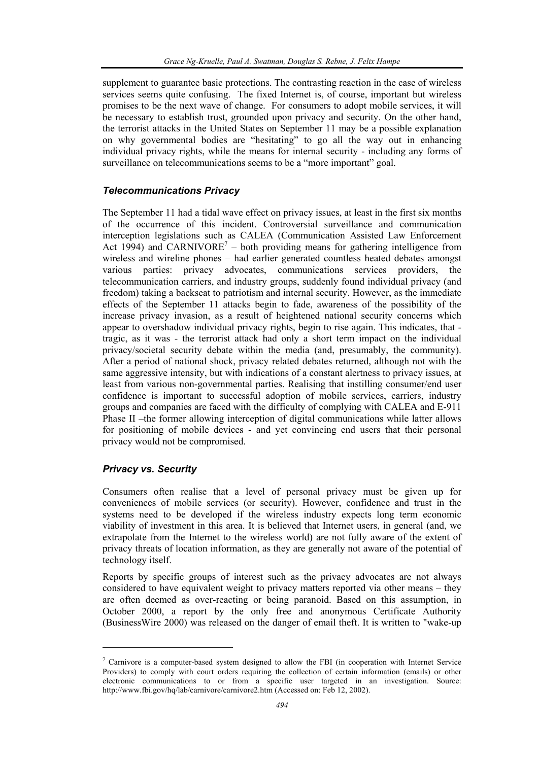supplement to guarantee basic protections. The contrasting reaction in the case of wireless services seems quite confusing. The fixed Internet is, of course, important but wireless promises to be the next wave of change. For consumers to adopt mobile services, it will be necessary to establish trust, grounded upon privacy and security. On the other hand, the terrorist attacks in the United States on September 11 may be a possible explanation on why governmental bodies are "hesitating" to go all the way out in enhancing individual privacy rights, while the means for internal security - including any forms of surveillance on telecommunications seems to be a "more important" goal.

### *Telecommunications Privacy*

The September 11 had a tidal wave effect on privacy issues, at least in the first six months of the occurrence of this incident. Controversial surveillance and communication interception legislations such as CALEA (Communication Assisted Law Enforcement Act 1994) and CARNIVORE[7] – both providing means for gathering intelligence from wireless and wireline phones – had earlier generated countless heated debates amongst various parties: privacy advocates, communications services providers, the telecommunication carriers, and industry groups, suddenly found individual privacy (and freedom) taking a backseat to patriotism and internal security. However, as the immediate effects of the September 11 attacks begin to fade, awareness of the possibility of the increase privacy invasion, as a result of heightened national security concerns which appear to overshadow individual privacy rights, begin to rise again. This indicates, that - tragic, as it was - the terrorist attack had only a short term impact on the individual privacy/societal security debate within the media (and, presumably, the community). After a period of national shock, privacy related debates returned, although not with the same aggressive intensity, but with indications of a constant alertness to privacy issues, at least from various non-governmental parties. Realising that instilling consumer/end user confidence is important to successful adoption of mobile services, carriers, industry groups and companies are faced with the difficulty of complying with CALEA and E-911 Phase II –the former allowing interception of digital communications while latter allows for positioning of mobile devices - and yet convincing end users that their personal privacy would not be compromised.

### *Privacy vs. Security*

Consumers often realise that a level of personal privacy must be given up for conveniences of mobile services (or security). However, confidence and trust in the systems need to be developed if the wireless industry expects long term economic viability of investment in this area. It is believed that Internet users, in general (and, we extrapolate from the Internet to the wireless world) are not fully aware of the extent of privacy threats of location information, as they are generally not aware of the potential of technology itself.

Reports by specific groups of interest such as the privacy advocates are not always considered to have equivalent weight to privacy matters reported via other means – they are often deemed as over-reacting or being paranoid. Based on this assumption, in October 2000, a report by the only free and anonymous Certificate Authority (BusinessWire 2000) was released on the danger of email theft. It is written to "wake-up

---

[7] Carnivore is a computer-based system designed to allow the FBI (in cooperation with Internet Service Providers) to comply with court orders requiring the collection of certain information (emails) or other electronic communications to or from a specific user targeted in an investigation. Source: http://www.fbi.gov/hq/lab/carnivore/carnivore2.htm (Accessed on: Feb 12, 2002).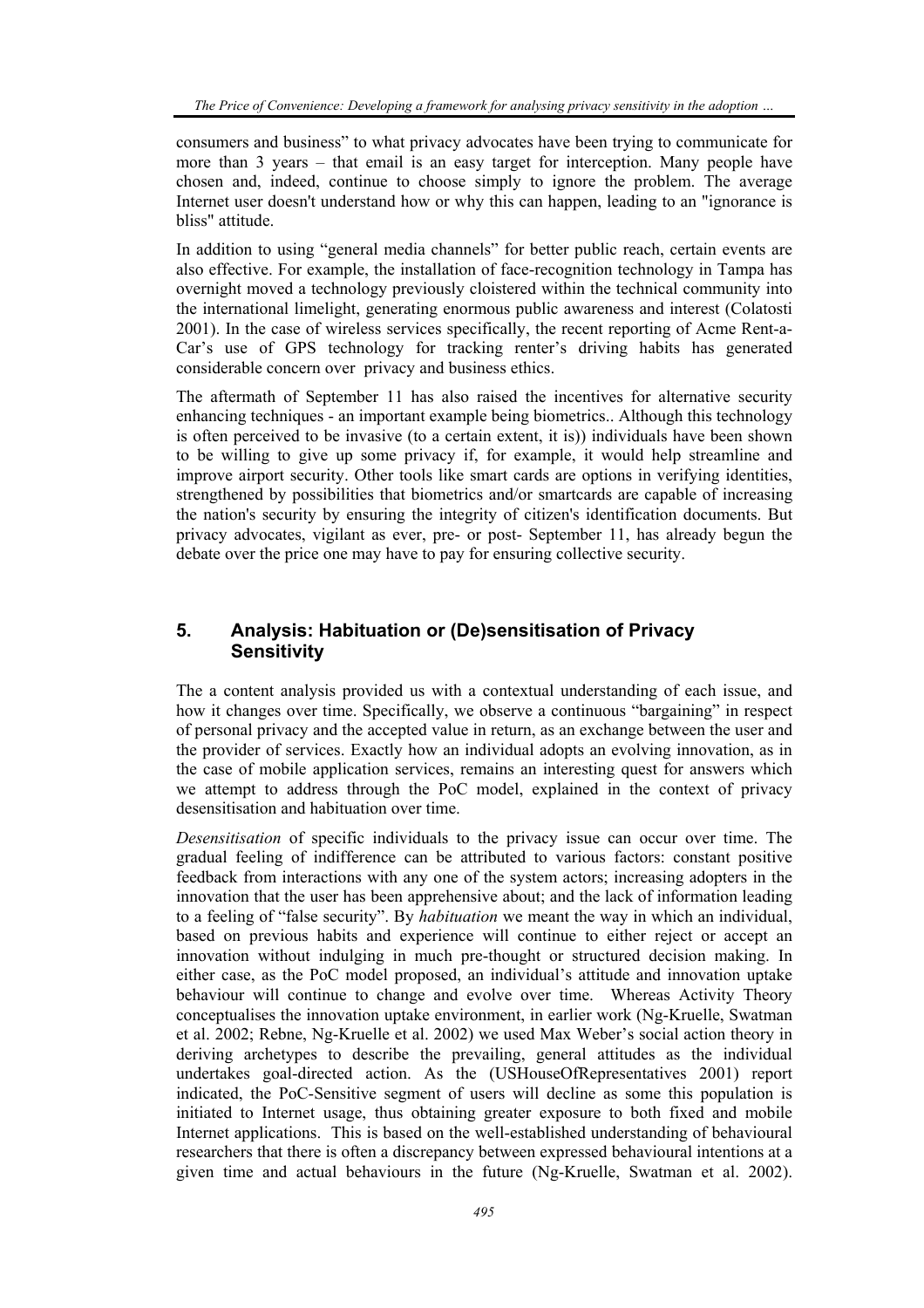consumers and business" to what privacy advocates have been trying to communicate for more than 3 years – that email is an easy target for interception. Many people have chosen and, indeed, continue to choose simply to ignore the problem. The average Internet user doesn't understand how or why this can happen, leading to an "ignorance is bliss" attitude.

In addition to using "general media channels" for better public reach, certain events are also effective. For example, the installation of face-recognition technology in Tampa has overnight moved a technology previously cloistered within the technical community into the international limelight, generating enormous public awareness and interest (Colatosti 2001). In the case of wireless services specifically, the recent reporting of Acme Rent-a-Car's use of GPS technology for tracking renter's driving habits has generated considerable concern over privacy and business ethics.

The aftermath of September 11 has also raised the incentives for alternative security enhancing techniques - an important example being biometrics.. Although this technology is often perceived to be invasive (to a certain extent, it is)) individuals have been shown to be willing to give up some privacy if, for example, it would help streamline and improve airport security. Other tools like smart cards are options in verifying identities, strengthened by possibilities that biometrics and/or smartcards are capable of increasing the nation's security by ensuring the integrity of citizen's identification documents. But privacy advocates, vigilant as ever, pre- or post- September 11, has already begun the debate over the price one may have to pay for ensuring collective security.

## 5. Analysis: Habituation or (De)sensitisation of Privacy Sensitivity

The a content analysis provided us with a contextual understanding of each issue, and how it changes over time. Specifically, we observe a continuous "bargaining" in respect of personal privacy and the accepted value in return, as an exchange between the user and the provider of services. Exactly how an individual adopts an evolving innovation, as in the case of mobile application services, remains an interesting quest for answers which we attempt to address through the PoC model, explained in the context of privacy desensitisation and habituation over time.

*Desensitisation* of specific individuals to the privacy issue can occur over time. The gradual feeling of indifference can be attributed to various factors: constant positive feedback from interactions with any one of the system actors; increasing adopters in the innovation that the user has been apprehensive about; and the lack of information leading to a feeling of "false security". By *habituation* we meant the way in which an individual, based on previous habits and experience will continue to either reject or accept an innovation without indulging in much pre-thought or structured decision making. In either case, as the PoC model proposed, an individual's attitude and innovation uptake behaviour will continue to change and evolve over time. Whereas Activity Theory conceptualises the innovation uptake environment, in earlier work (Ng-Kruelle, Swatman et al. 2002; Rebne, Ng-Kruelle et al. 2002) we used Max Weber's social action theory in deriving archetypes to describe the prevailing, general attitudes as the individual undertakes goal-directed action. As the (USHouseOfRepresentatives 2001) report indicated, the PoC-Sensitive segment of users will decline as some this population is initiated to Internet usage, thus obtaining greater exposure to both fixed and mobile Internet applications. This is based on the well-established understanding of behavioural researchers that there is often a discrepancy between expressed behavioural intentions at a given time and actual behaviours in the future (Ng-Kruelle, Swatman et al. 2002).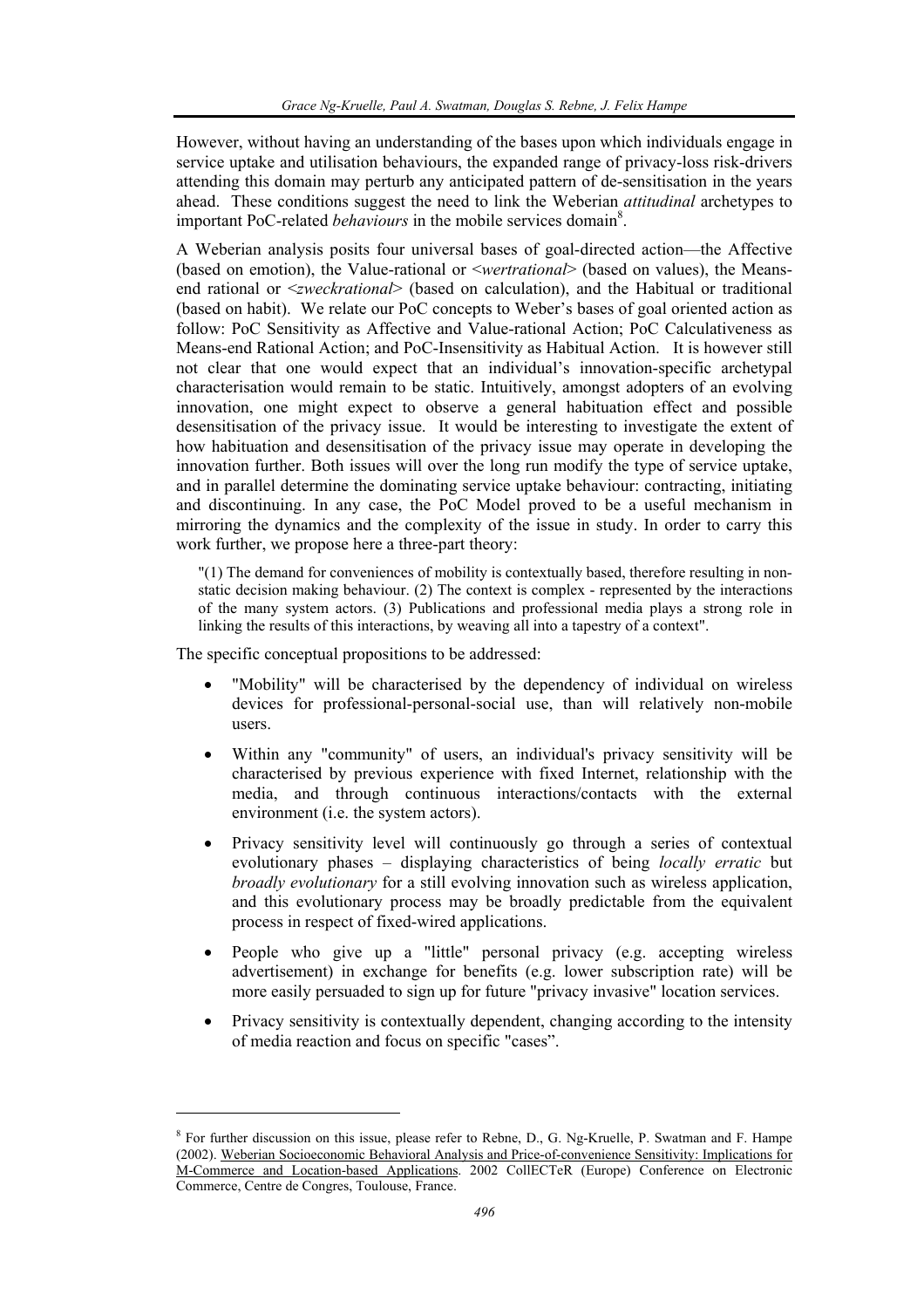However, without having an understanding of the bases upon which individuals engage in service uptake and utilisation behaviours, the expanded range of privacy-loss risk-drivers attending this domain may perturb any anticipated pattern of de-sensitisation in the years ahead. These conditions suggest the need to link the Weberian *attitudinal* archetypes to important PoC-related *behaviours* in the mobile services domain[8].

A Weberian analysis posits four universal bases of goal-directed action—the Affective (based on emotion), the Value-rational or <*wertrational*> (based on values), the Means-end rational or <*zweckrational*> (based on calculation), and the Habitual or traditional (based on habit). We relate our PoC concepts to Weber's bases of goal oriented action as follow: PoC Sensitivity as Affective and Value-rational Action; PoC Calculativeness as Means-end Rational Action; and PoC-Insensitivity as Habitual Action. It is however still not clear that one would expect that an individual's innovation-specific archetypal characterisation would remain to be static. Intuitively, amongst adopters of an evolving innovation, one might expect to observe a general habituation effect and possible desensitisation of the privacy issue. It would be interesting to investigate the extent of how habituation and desensitisation of the privacy issue may operate in developing the innovation further. Both issues will over the long run modify the type of service uptake, and in parallel determine the dominating service uptake behaviour: contracting, initiating and discontinuing. In any case, the PoC Model proved to be a useful mechanism in mirroring the dynamics and the complexity of the issue in study. In order to carry this work further, we propose here a three-part theory:

> "(1) The demand for conveniences of mobility is contextually based, therefore resulting in non-static decision making behaviour. (2) The context is complex - represented by the interactions of the many system actors. (3) Publications and professional media plays a strong role in linking the results of this interactions, by weaving all into a tapestry of a context".

The specific conceptual propositions to be addressed:

- "Mobility" will be characterised by the dependency of individual on wireless devices for professional-personal-social use, than will relatively non-mobile users.
- Within any "community" of users, an individual's privacy sensitivity will be characterised by previous experience with fixed Internet, relationship with the media, and through continuous interactions/contacts with the external environment (i.e. the system actors).
- Privacy sensitivity level will continuously go through a series of contextual evolutionary phases – displaying characteristics of being *locally erratic* but *broadly evolutionary* for a still evolving innovation such as wireless application, and this evolutionary process may be broadly predictable from the equivalent process in respect of fixed-wired applications.
- People who give up a "little" personal privacy (e.g. accepting wireless advertisement) in exchange for benefits (e.g. lower subscription rate) will be more easily persuaded to sign up for future "privacy invasive" location services.
- Privacy sensitivity is contextually dependent, changing according to the intensity of media reaction and focus on specific "cases".

---

[8] For further discussion on this issue, please refer to Rebne, D., G. Ng-Kruelle, P. Swatman and F. Hampe (2002). Weberian Socioeconomic Behavioral Analysis and Price-of-convenience Sensitivity: Implications for M-Commerce and Location-based Applications. 2002 CollECTeR (Europe) Conference on Electronic Commerce, Centre de Congres, Toulouse, France.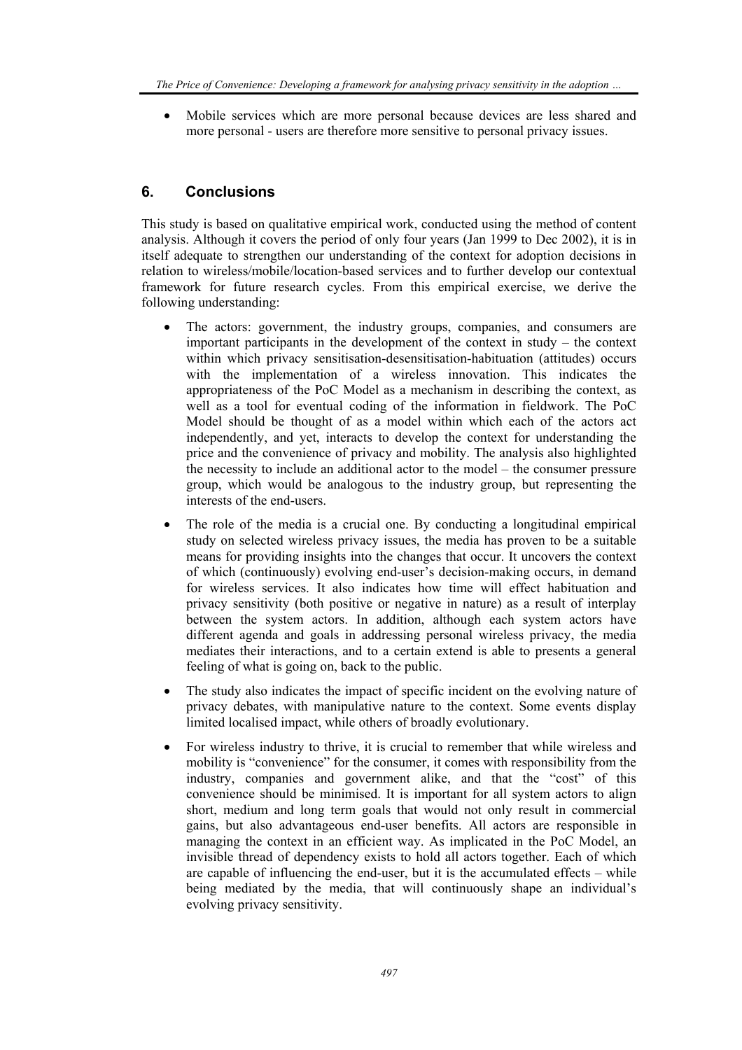- Mobile services which are more personal because devices are less shared and more personal - users are therefore more sensitive to personal privacy issues.

## 6. Conclusions

This study is based on qualitative empirical work, conducted using the method of content analysis. Although it covers the period of only four years (Jan 1999 to Dec 2002), it is in itself adequate to strengthen our understanding of the context for adoption decisions in relation to wireless/mobile/location-based services and to further develop our contextual framework for future research cycles. From this empirical exercise, we derive the following understanding:

- The actors: government, the industry groups, companies, and consumers are important participants in the development of the context in study – the context within which privacy sensitisation-desensitisation-habituation (attitudes) occurs with the implementation of a wireless innovation. This indicates the appropriateness of the PoC Model as a mechanism in describing the context, as well as a tool for eventual coding of the information in fieldwork. The PoC Model should be thought of as a model within which each of the actors act independently, and yet, interacts to develop the context for understanding the price and the convenience of privacy and mobility. The analysis also highlighted the necessity to include an additional actor to the model – the consumer pressure group, which would be analogous to the industry group, but representing the interests of the end-users.

- The role of the media is a crucial one. By conducting a longitudinal empirical study on selected wireless privacy issues, the media has proven to be a suitable means for providing insights into the changes that occur. It uncovers the context of which (continuously) evolving end-user's decision-making occurs, in demand for wireless services. It also indicates how time will effect habituation and privacy sensitivity (both positive or negative in nature) as a result of interplay between the system actors. In addition, although each system actors have different agenda and goals in addressing personal wireless privacy, the media mediates their interactions, and to a certain extend is able to presents a general feeling of what is going on, back to the public.

- The study also indicates the impact of specific incident on the evolving nature of privacy debates, with manipulative nature to the context. Some events display limited localised impact, while others of broadly evolutionary.

- For wireless industry to thrive, it is crucial to remember that while wireless and mobility is "convenience" for the consumer, it comes with responsibility from the industry, companies and government alike, and that the "cost" of this convenience should be minimised. It is important for all system actors to align short, medium and long term goals that would not only result in commercial gains, but also advantageous end-user benefits. All actors are responsible in managing the context in an efficient way. As implicated in the PoC Model, an invisible thread of dependency exists to hold all actors together. Each of which are capable of influencing the end-user, but it is the accumulated effects – while being mediated by the media, that will continuously shape an individual's evolving privacy sensitivity.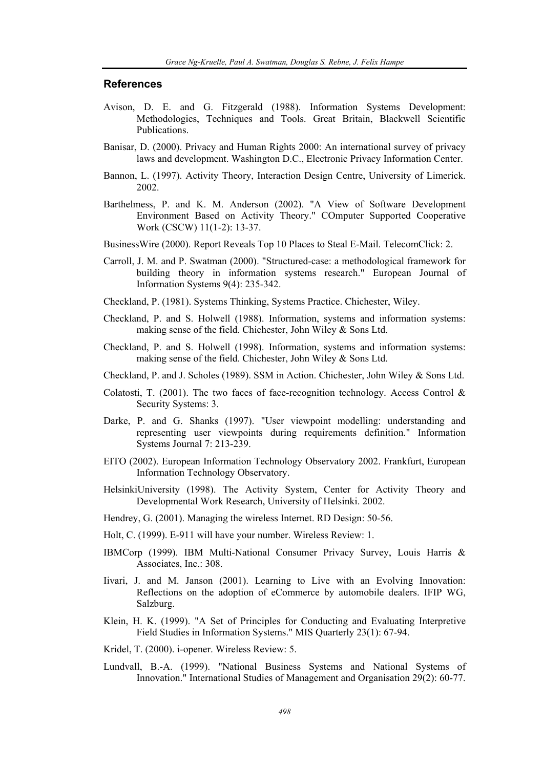## References

Avison, D. E. and G. Fitzgerald (1988). Information Systems Development: Methodologies, Techniques and Tools. Great Britain, Blackwell Scientific Publications.

Banisar, D. (2000). Privacy and Human Rights 2000: An international survey of privacy laws and development. Washington D.C., Electronic Privacy Information Center.

Bannon, L. (1997). Activity Theory, Interaction Design Centre, University of Limerick. 2002.

Barthelmess, P. and K. M. Anderson (2002). "A View of Software Development Environment Based on Activity Theory." COmputer Supported Cooperative Work (CSCW) 11(1-2): 13-37.

BusinessWire (2000). Report Reveals Top 10 Places to Steal E-Mail. TelecomClick: 2.

Carroll, J. M. and P. Swatman (2000). "Structured-case: a methodological framework for building theory in information systems research." European Journal of Information Systems 9(4): 235-342.

Checkland, P. (1981). Systems Thinking, Systems Practice. Chichester, Wiley.

Checkland, P. and S. Holwell (1988). Information, systems and information systems: making sense of the field. Chichester, John Wiley & Sons Ltd.

Checkland, P. and S. Holwell (1998). Information, systems and information systems: making sense of the field. Chichester, John Wiley & Sons Ltd.

Checkland, P. and J. Scholes (1989). SSM in Action. Chichester, John Wiley & Sons Ltd.

Colatosti, T. (2001). The two faces of face-recognition technology. Access Control & Security Systems: 3.

Darke, P. and G. Shanks (1997). "User viewpoint modelling: understanding and representing user viewpoints during requirements definition." Information Systems Journal 7: 213-239.

EITO (2002). European Information Technology Observatory 2002. Frankfurt, European Information Technology Observatory.

HelsinkiUniversity (1998). The Activity System, Center for Activity Theory and Developmental Work Research, University of Helsinki. 2002.

Hendrey, G. (2001). Managing the wireless Internet. RD Design: 50-56.

Holt, C. (1999). E-911 will have your number. Wireless Review: 1.

IBMCorp (1999). IBM Multi-National Consumer Privacy Survey, Louis Harris & Associates, Inc.: 308.

Iivari, J. and M. Janson (2001). Learning to Live with an Evolving Innovation: Reflections on the adoption of eCommerce by automobile dealers. IFIP WG, Salzburg.

Klein, H. K. (1999). "A Set of Principles for Conducting and Evaluating Interpretive Field Studies in Information Systems." MIS Quarterly 23(1): 67-94.

Kridel, T. (2000). i-opener. Wireless Review: 5.

Lundvall, B.-A. (1999). "National Business Systems and National Systems of Innovation." International Studies of Management and Organisation 29(2): 60-77.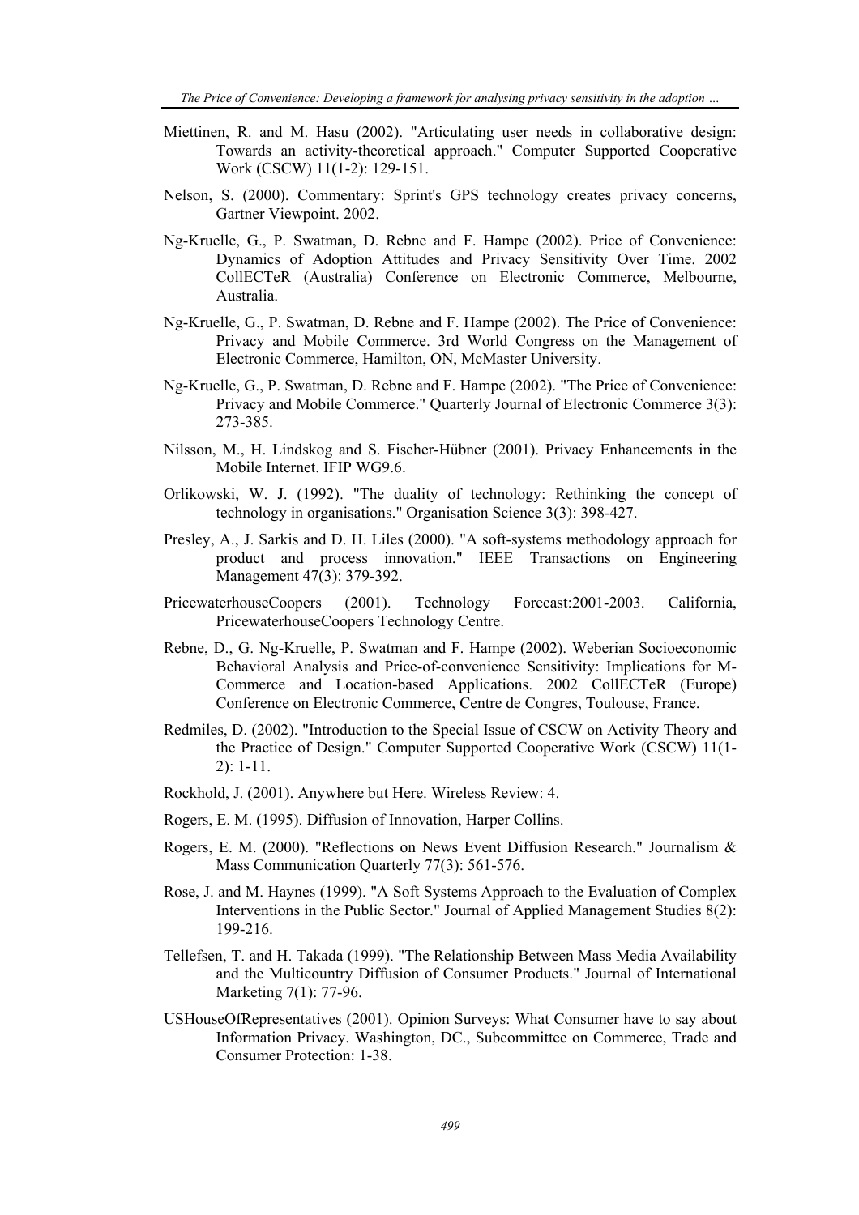Miettinen, R. and M. Hasu (2002). "Articulating user needs in collaborative design: Towards an activity-theoretical approach." Computer Supported Cooperative Work (CSCW) 11(1-2): 129-151.

Nelson, S. (2000). Commentary: Sprint's GPS technology creates privacy concerns, Gartner Viewpoint. 2002.

Ng-Kruelle, G., P. Swatman, D. Rebne and F. Hampe (2002). Price of Convenience: Dynamics of Adoption Attitudes and Privacy Sensitivity Over Time. 2002 CollECTeR (Australia) Conference on Electronic Commerce, Melbourne, Australia.

Ng-Kruelle, G., P. Swatman, D. Rebne and F. Hampe (2002). The Price of Convenience: Privacy and Mobile Commerce. 3rd World Congress on the Management of Electronic Commerce, Hamilton, ON, McMaster University.

Ng-Kruelle, G., P. Swatman, D. Rebne and F. Hampe (2002). "The Price of Convenience: Privacy and Mobile Commerce." Quarterly Journal of Electronic Commerce 3(3): 273-385.

Nilsson, M., H. Lindskog and S. Fischer-Hübner (2001). Privacy Enhancements in the Mobile Internet. IFIP WG9.6.

Orlikowski, W. J. (1992). "The duality of technology: Rethinking the concept of technology in organisations." Organisation Science 3(3): 398-427.

Presley, A., J. Sarkis and D. H. Liles (2000). "A soft-systems methodology approach for product and process innovation." IEEE Transactions on Engineering Management 47(3): 379-392.

PricewaterhouseCoopers (2001). Technology Forecast:2001-2003. California, PricewaterhouseCoopers Technology Centre.

Rebne, D., G. Ng-Kruelle, P. Swatman and F. Hampe (2002). Weberian Socioeconomic Behavioral Analysis and Price-of-convenience Sensitivity: Implications for M-Commerce and Location-based Applications. 2002 CollECTeR (Europe) Conference on Electronic Commerce, Centre de Congres, Toulouse, France.

Redmiles, D. (2002). "Introduction to the Special Issue of CSCW on Activity Theory and the Practice of Design." Computer Supported Cooperative Work (CSCW) 11(1-2): 1-11.

Rockhold, J. (2001). Anywhere but Here. Wireless Review: 4.

Rogers, E. M. (1995). Diffusion of Innovation, Harper Collins.

Rogers, E. M. (2000). "Reflections on News Event Diffusion Research." Journalism & Mass Communication Quarterly 77(3): 561-576.

Rose, J. and M. Haynes (1999). "A Soft Systems Approach to the Evaluation of Complex Interventions in the Public Sector." Journal of Applied Management Studies 8(2): 199-216.

Tellefsen, T. and H. Takada (1999). "The Relationship Between Mass Media Availability and the Multicountry Diffusion of Consumer Products." Journal of International Marketing 7(1): 77-96.

USHouseOfRepresentatives (2001). Opinion Surveys: What Consumer have to say about Information Privacy. Washington, DC., Subcommittee on Commerce, Trade and Consumer Protection: 1-38.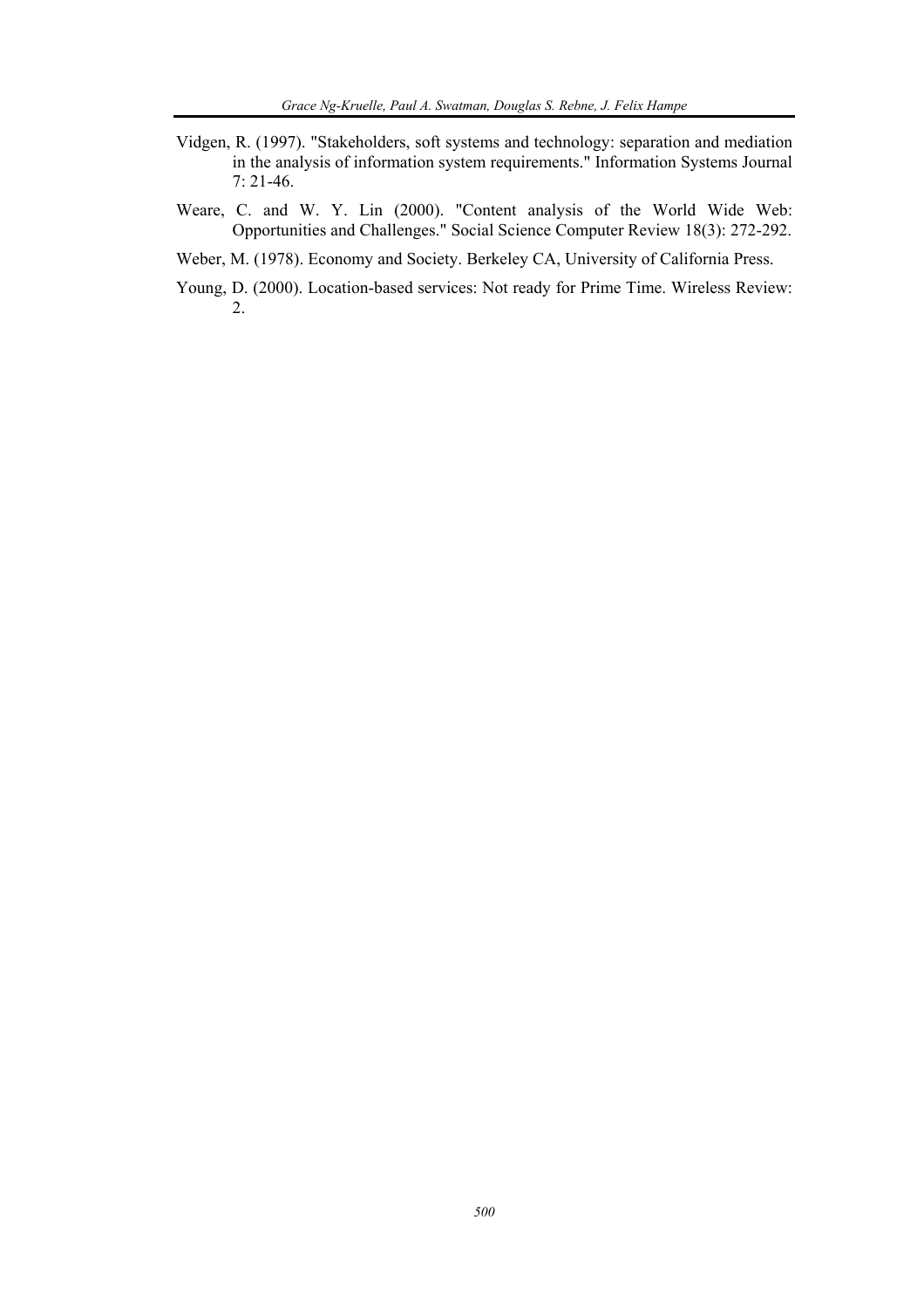Vidgen, R. (1997). "Stakeholders, soft systems and technology: separation and mediation in the analysis of information system requirements." Information Systems Journal 7: 21-46.

Weare, C. and W. Y. Lin (2000). "Content analysis of the World Wide Web: Opportunities and Challenges." Social Science Computer Review 18(3): 272-292.

Weber, M. (1978). Economy and Society. Berkeley CA, University of California Press.

Young, D. (2000). Location-based services: Not ready for Prime Time. Wireless Review: 2.